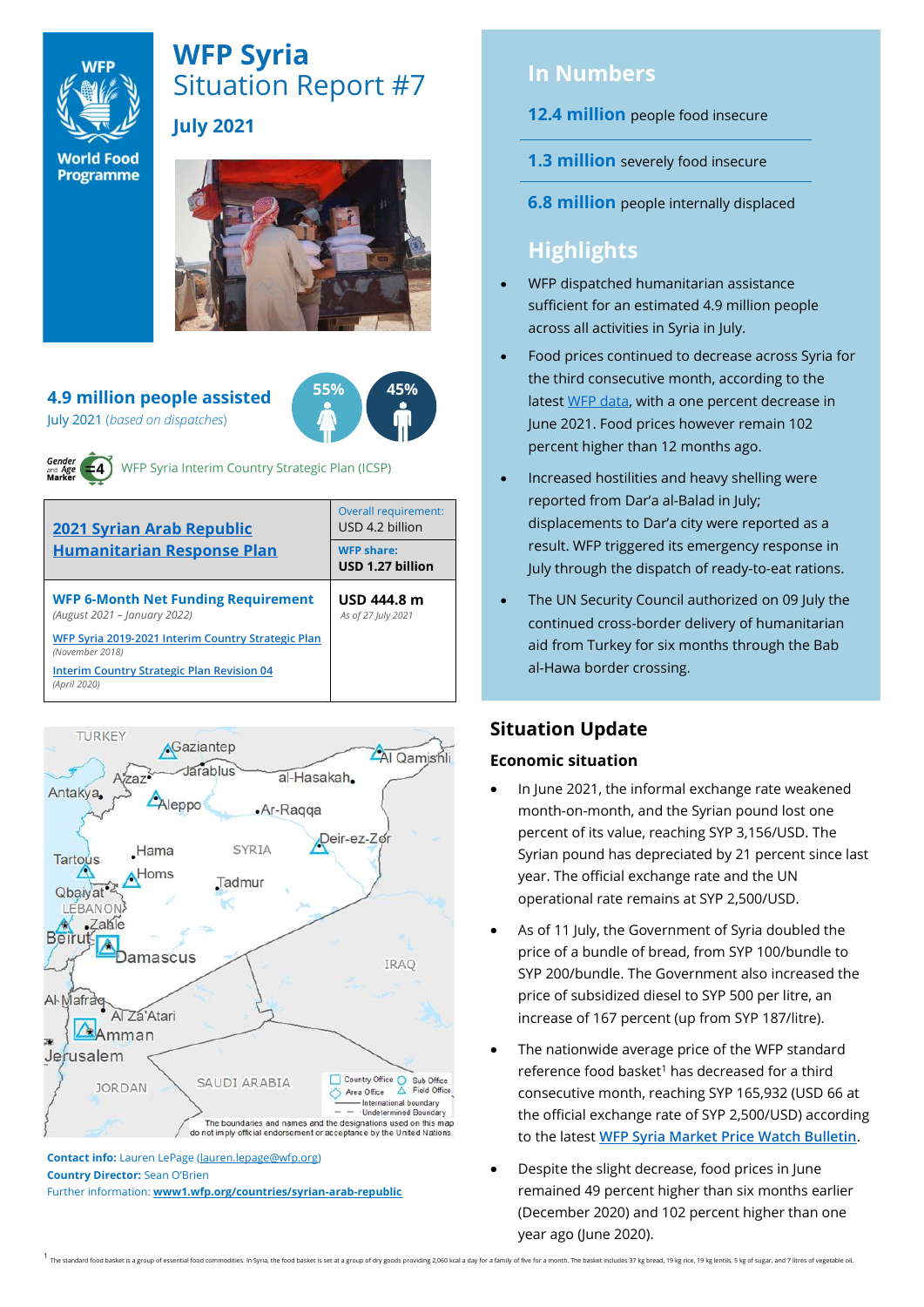# WFP Syria
## Situation Report #7
### July 2021

**4.9 million people assisted**
July 2021 (*based on dispatches*)

55% 45%

Gender and Age Marker 4 — WFP Syria Interim Country Strategic Plan (ICSP)

| 2021 Syrian Arab Republic Humanitarian Response Plan | Overall requirement: USD 4.2 billion |
|---|---|
| | **WFP share: USD 1.27 billion** |
| **WFP 6-Month Net Funding Requirement** *(August 2021 – January 2022)* <br> WFP Syria 2019-2021 Interim Country Strategic Plan *(November 2018)* <br> Interim Country Strategic Plan Revision 04 *(April 2020)* | **USD 444.8 m** *As of 27 July 2021* |

**Contact info:** Lauren LePage (lauren.lepage@wfp.org)
**Country Director:** Sean O'Brien
Further information: **www1.wfp.org/countries/syrian-arab-republic**

## In Numbers

**12.4 million** people food insecure

**1.3 million** severely food insecure

**6.8 million** people internally displaced

## Highlights

- WFP dispatched humanitarian assistance sufficient for an estimated 4.9 million people across all activities in Syria in July.
- Food prices continued to decrease across Syria for the third consecutive month, according to the latest WFP data, with a one percent decrease in June 2021. Food prices however remain 102 percent higher than 12 months ago.
- Increased hostilities and heavy shelling were reported from Dar'a al-Balad in July; displacements to Dar'a city were reported as a result. WFP triggered its emergency response in July through the dispatch of ready-to-eat rations.
- The UN Security Council authorized on 09 July the continued cross-border delivery of humanitarian aid from Turkey for six months through the Bab al-Hawa border crossing.

## Situation Update

### Economic situation

- In June 2021, the informal exchange rate weakened month-on-month, and the Syrian pound lost one percent of its value, reaching SYP 3,156/USD. The Syrian pound has depreciated by 21 percent since last year. The official exchange rate and the UN operational rate remains at SYP 2,500/USD.
- As of 11 July, the Government of Syria doubled the price of a bundle of bread, from SYP 100/bundle to SYP 200/bundle. The Government also increased the price of subsidized diesel to SYP 500 per litre, an increase of 167 percent (up from SYP 187/litre).
- The nationwide average price of the WFP standard reference food basket[1] has decreased for a third consecutive month, reaching SYP 165,932 (USD 66 at the official exchange rate of SYP 2,500/USD) according to the latest WFP Syria Market Price Watch Bulletin.
- Despite the slight decrease, food prices in June remained 49 percent higher than six months earlier (December 2020) and 102 percent higher than one year ago (June 2020).

[1] The standard food basket is a group of essential food commodities. In Syria, the food basket is set at a group of dry goods providing 2,060 kcal a day for a family of five for a month. The basket includes 37 kg bread, 19 kg rice, 19 kg lentils, 5 kg of sugar, and 7 litres of vegetable oil.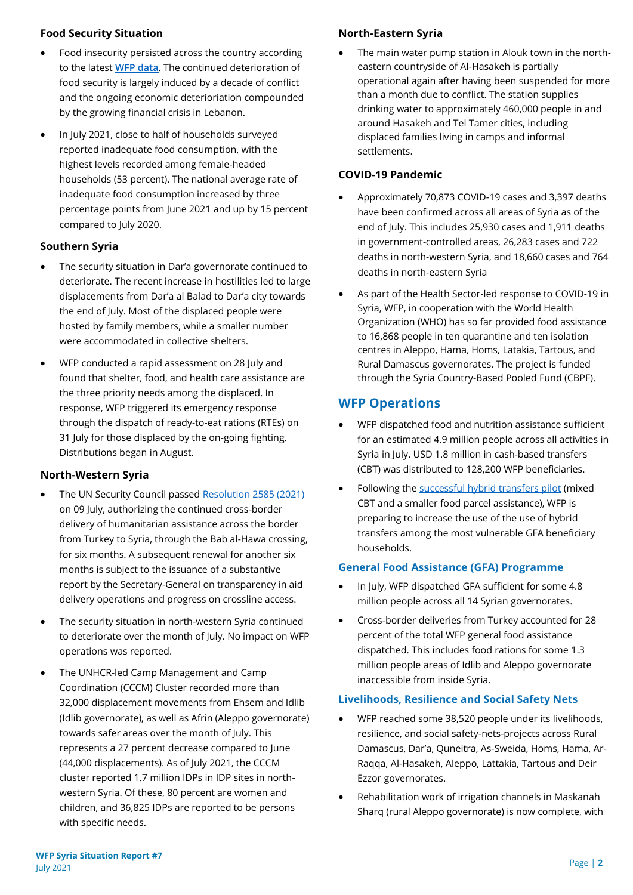### Food Security Situation

- Food insecurity persisted across the country according to the latest WFP data. The continued deterioration of food security is largely induced by a decade of conflict and the ongoing economic deterioriation compounded by the growing financial crisis in Lebanon.
- In July 2021, close to half of households surveyed reported inadequate food consumption, with the highest levels recorded among female-headed households (53 percent). The national average rate of inadequate food consumption increased by three percentage points from June 2021 and up by 15 percent compared to July 2020.

### Southern Syria

- The security situation in Dar'a governorate continued to deteriorate. The recent increase in hostilities led to large displacements from Dar'a al Balad to Dar'a city towards the end of July. Most of the displaced people were hosted by family members, while a smaller number were accommodated in collective shelters.
- WFP conducted a rapid assessment on 28 July and found that shelter, food, and health care assistance are the three priority needs among the displaced. In response, WFP triggered its emergency response through the dispatch of ready-to-eat rations (RTEs) on 31 July for those displaced by the on-going fighting. Distributions began in August.

### North-Western Syria

- The UN Security Council passed Resolution 2585 (2021) on 09 July, authorizing the continued cross-border delivery of humanitarian assistance across the border from Turkey to Syria, through the Bab al-Hawa crossing, for six months. A subsequent renewal for another six months is subject to the issuance of a substantive report by the Secretary-General on transparency in aid delivery operations and progress on crossline access.
- The security situation in north-western Syria continued to deteriorate over the month of July. No impact on WFP operations was reported.
- The UNHCR-led Camp Management and Camp Coordination (CCCM) Cluster recorded more than 32,000 displacement movements from Ehsem and Idlib (Idlib governorate), as well as Afrin (Aleppo governorate) towards safer areas over the month of July. This represents a 27 percent decrease compared to June (44,000 displacements). As of July 2021, the CCCM cluster reported 1.7 million IDPs in IDP sites in north-western Syria. Of these, 80 percent are women and children, and 36,825 IDPs are reported to be persons with specific needs.

### North-Eastern Syria

- The main water pump station in Alouk town in the north-eastern countryside of Al-Hasakeh is partially operational again after having been suspended for more than a month due to conflict. The station supplies drinking water to approximately 460,000 people in and around Hasakeh and Tel Tamer cities, including displaced families living in camps and informal settlements.

### COVID-19 Pandemic

- Approximately 70,873 COVID-19 cases and 3,397 deaths have been confirmed across all areas of Syria as of the end of July. This includes 25,930 cases and 1,911 deaths in government-controlled areas, 26,283 cases and 722 deaths in north-western Syria, and 18,660 cases and 764 deaths in north-eastern Syria
- As part of the Health Sector-led response to COVID-19 in Syria, WFP, in cooperation with the World Health Organization (WHO) has so far provided food assistance to 16,868 people in ten quarantine and ten isolation centres in Aleppo, Hama, Homs, Latakia, Tartous, and Rural Damascus governorates. The project is funded through the Syria Country-Based Pooled Fund (CBPF).

## WFP Operations

- WFP dispatched food and nutrition assistance sufficient for an estimated 4.9 million people across all activities in Syria in July. USD 1.8 million in cash-based transfers (CBT) was distributed to 128,200 WFP beneficiaries.
- Following the successful hybrid transfers pilot (mixed CBT and a smaller food parcel assistance), WFP is preparing to increase the use of the use of hybrid transfers among the most vulnerable GFA beneficiary households.

### General Food Assistance (GFA) Programme

- In July, WFP dispatched GFA sufficient for some 4.8 million people across all 14 Syrian governorates.
- Cross-border deliveries from Turkey accounted for 28 percent of the total WFP general food assistance dispatched. This includes food rations for some 1.3 million people areas of Idlib and Aleppo governorate inaccessible from inside Syria.

### Livelihoods, Resilience and Social Safety Nets

- WFP reached some 38,520 people under its livelihoods, resilience, and social safety-nets-projects across Rural Damascus, Dar'a, Queneitra, As-Sweida, Homs, Hama, Ar-Raqqa, Al-Hasakeh, Aleppo, Lattakia, Tartous and Deir Ezzor governorates.
- Rehabilitation work of irrigation channels in Maskanah Sharq (rural Aleppo governorate) is now complete, with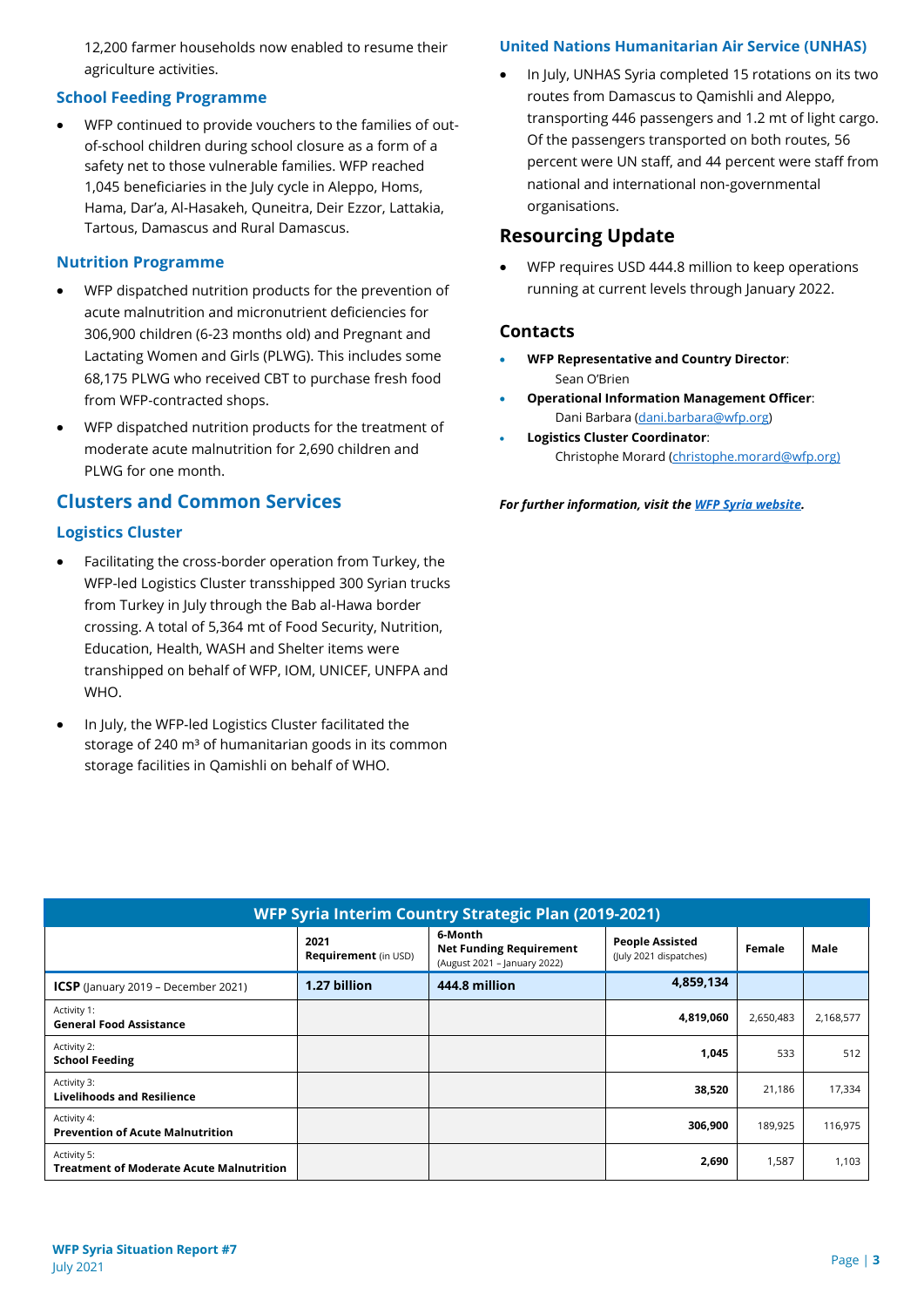12,200 farmer households now enabled to resume their agriculture activities.

### School Feeding Programme

- WFP continued to provide vouchers to the families of out-of-school children during school closure as a form of a safety net to those vulnerable families. WFP reached 1,045 beneficiaries in the July cycle in Aleppo, Homs, Hama, Dar'a, Al-Hasakeh, Quneitra, Deir Ezzor, Lattakia, Tartous, Damascus and Rural Damascus.

### Nutrition Programme

- WFP dispatched nutrition products for the prevention of acute malnutrition and micronutrient deficiencies for 306,900 children (6-23 months old) and Pregnant and Lactating Women and Girls (PLWG). This includes some 68,175 PLWG who received CBT to purchase fresh food from WFP-contracted shops.
- WFP dispatched nutrition products for the treatment of moderate acute malnutrition for 2,690 children and PLWG for one month.

## Clusters and Common Services

### Logistics Cluster

- Facilitating the cross-border operation from Turkey, the WFP-led Logistics Cluster transshipped 300 Syrian trucks from Turkey in July through the Bab al-Hawa border crossing. A total of 5,364 mt of Food Security, Nutrition, Education, Health, WASH and Shelter items were transhipped on behalf of WFP, IOM, UNICEF, UNFPA and WHO.
- In July, the WFP-led Logistics Cluster facilitated the storage of 240 m³ of humanitarian goods in its common storage facilities in Qamishli on behalf of WHO.

### United Nations Humanitarian Air Service (UNHAS)

- In July, UNHAS Syria completed 15 rotations on its two routes from Damascus to Qamishli and Aleppo, transporting 446 passengers and 1.2 mt of light cargo. Of the passengers transported on both routes, 56 percent were UN staff, and 44 percent were staff from national and international non-governmental organisations.

## Resourcing Update

- WFP requires USD 444.8 million to keep operations running at current levels through January 2022.

## Contacts

- **WFP Representative and Country Director**: Sean O'Brien
- **Operational Information Management Officer**: Dani Barbara (dani.barbara@wfp.org)
- **Logistics Cluster Coordinator**: Christophe Morard (christophe.morard@wfp.org)

***For further information, visit the WFP Syria website.***

| WFP Syria Interim Country Strategic Plan (2019-2021) | | | | | |
|---|---|---|---|---|---|
| | **2021 Requirement** (in USD) | **6-Month Net Funding Requirement** (August 2021 – January 2022) | **People Assisted** (July 2021 dispatches) | **Female** | **Male** |
| **ICSP** (January 2019 – December 2021) | **1.27 billion** | **444.8 million** | **4,859,134** | | |
| Activity 1: **General Food Assistance** | | | **4,819,060** | 2,650,483 | 2,168,577 |
| Activity 2: **School Feeding** | | | **1,045** | 533 | 512 |
| Activity 3: **Livelihoods and Resilience** | | | **38,520** | 21,186 | 17,334 |
| Activity 4: **Prevention of Acute Malnutrition** | | | **306,900** | 189,925 | 116,975 |
| Activity 5: **Treatment of Moderate Acute Malnutrition** | | | **2,690** | 1,587 | 1,103 |